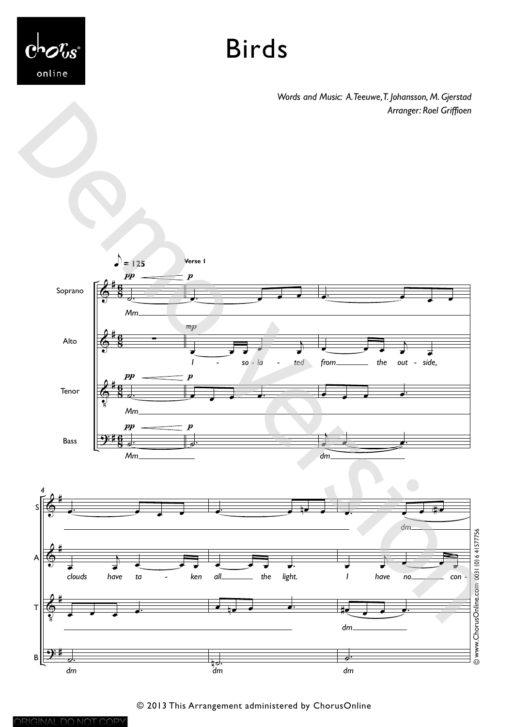# Birds

*Words and Music: A. Teeuwe, T. Johansson, M. Gjerstad*
*Arranger: Roel Griffioen*

© 2013 This Arrangement administered by ChorusOnline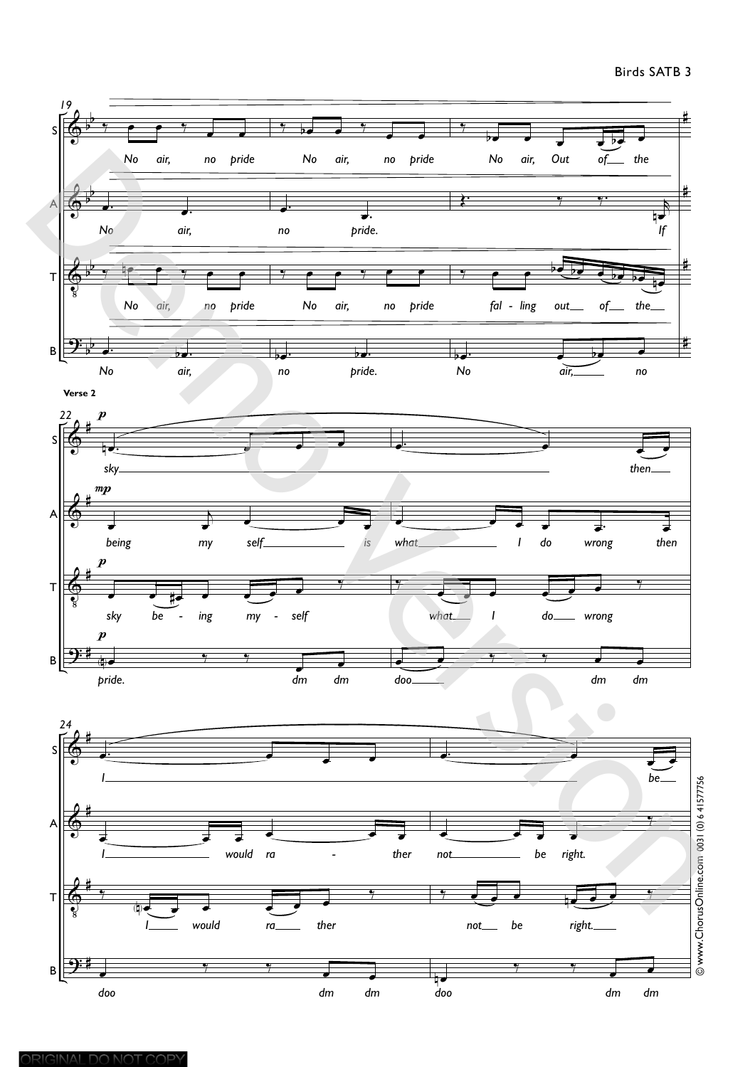S: No air, no pride No air, no pride No air, Out of the

A: No air, no pride. If

T: No air, no pride No air, no pride fal - ling out of the

B: No air, no pride. No air, no

**Verse 2**

S: sky then

A: being my self is what I do wrong then

T: sky be - ing my - self what I do wrong

B: pride. dm dm doo dm dm

S: I be

A: I would ra - ther not be right.

T: I would ra ther not be right.

B: doo dm dm doo dm dm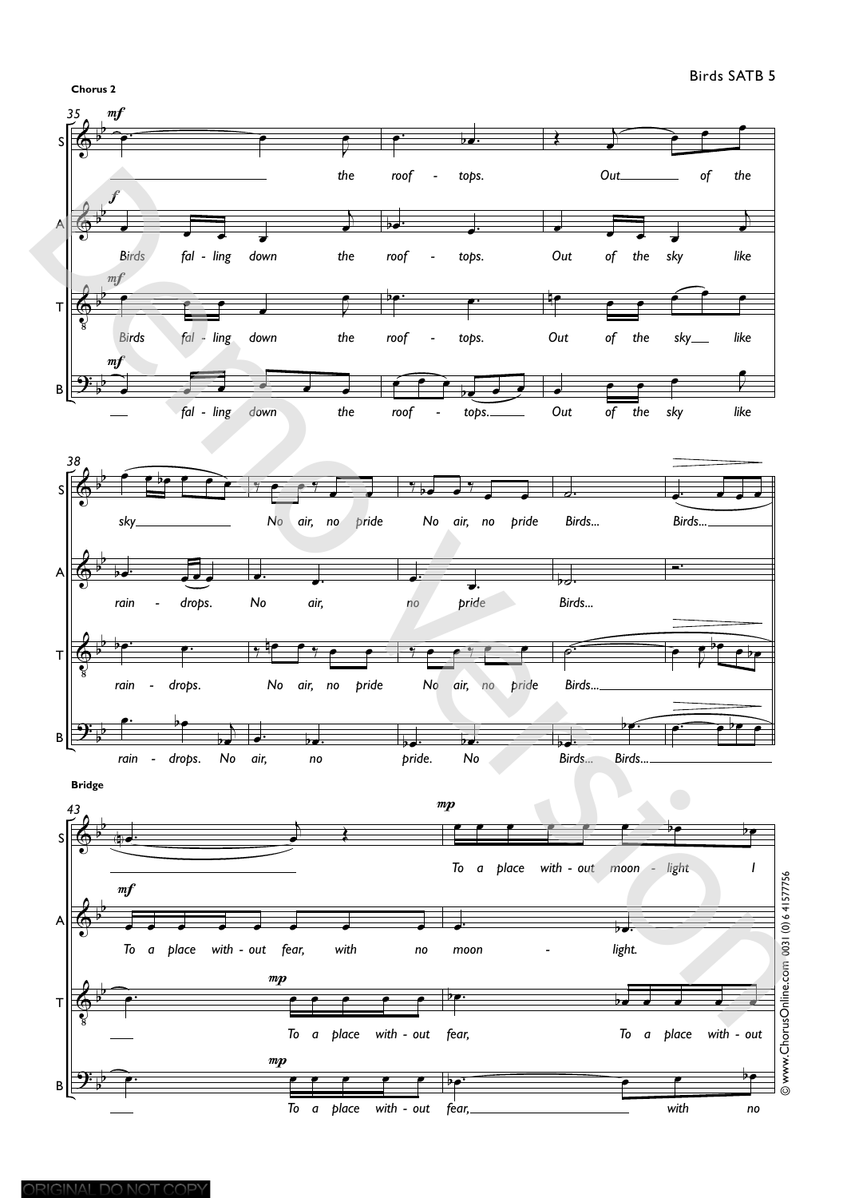**Chorus 2**

**Bridge**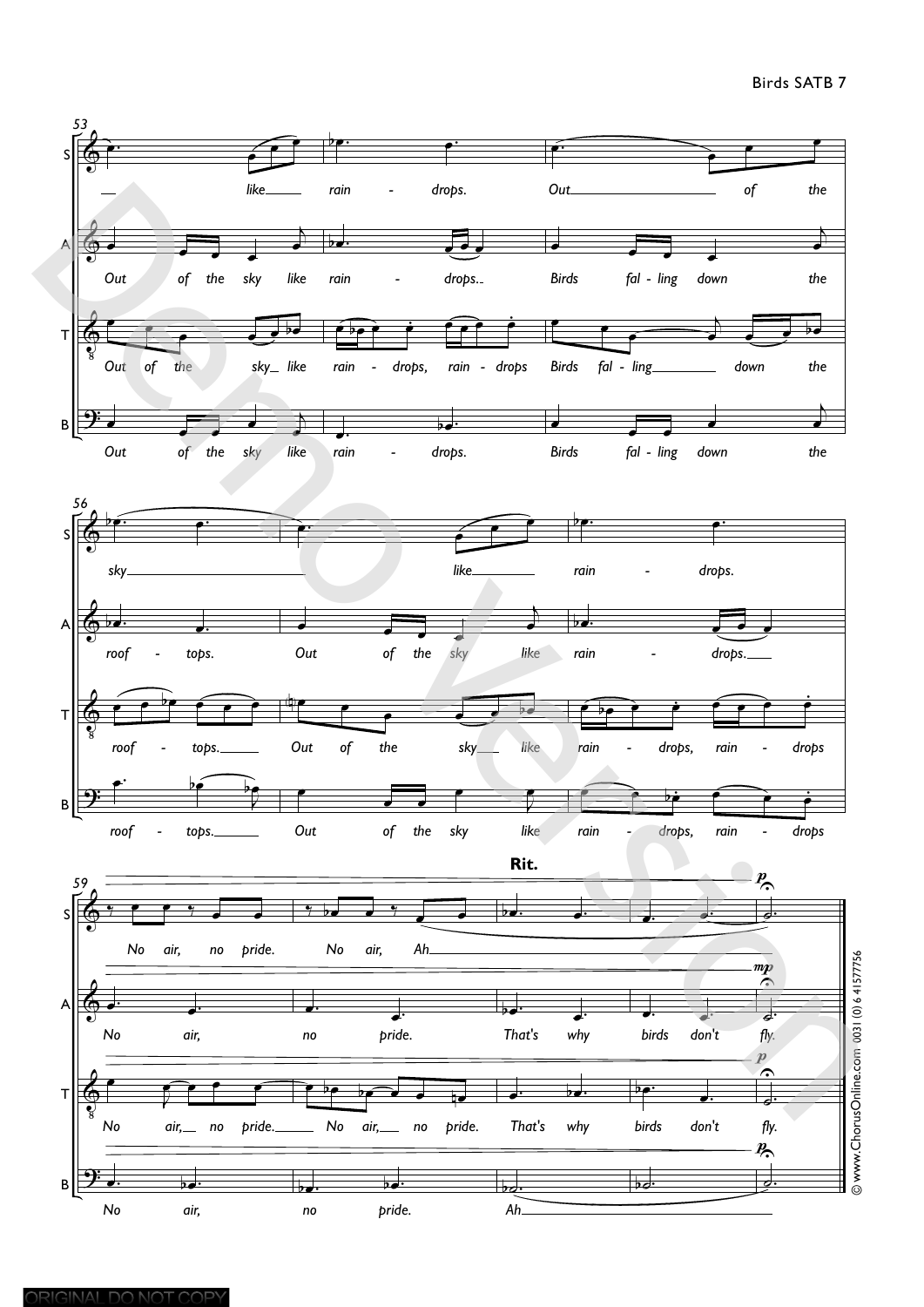53

S: like rain - drops. Out of the

A: Out of the sky like rain - drops. Birds fal - ling down the

T: Out of the sky like rain - drops, rain - drops Birds fal - ling down the

B: Out of the sky like rain - drops. Birds fal - ling down the

56

S: sky like rain - drops.

A: roof - tops. Out of the sky like rain - drops.

T: roof - tops. Out of the sky like rain - drops, rain - drops

B: roof - tops. Out of the sky like rain - drops, rain - drops

59

**Rit.**

S: No air, no pride. No air, Ah

A: No air, no pride. That's why birds don't fly.

T: No air, no pride. No air, no pride. That's why birds don't fly.

B: No air, no pride. Ah

© www.ChorusOnline.com 0031 (0) 6 41577756

ORIGINAL DO NOT COPY